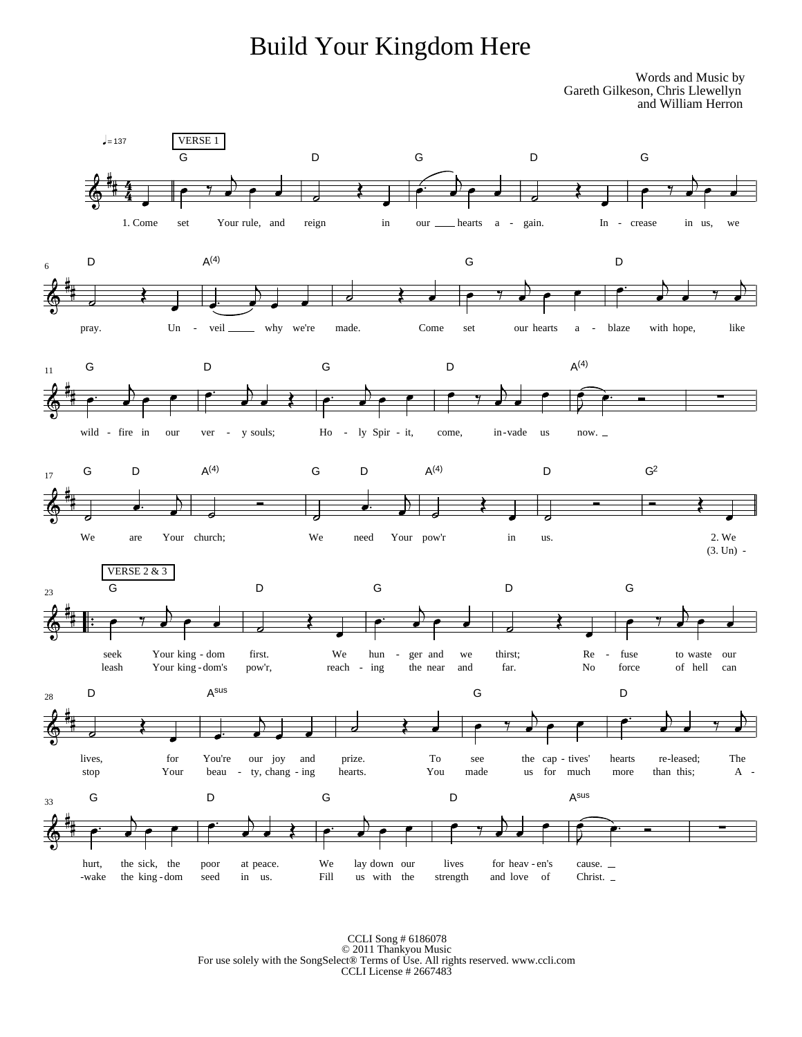# Build Your Kingdom Here

Words and Music by
Gareth Gilkeson, Chris Llewellyn
and William Herron

♩= 137

VERSE 1

1. Come set Your rule, and reign in our hearts a - gain. In - crease in us, we pray. Un - veil why we're made. Come set our hearts a - blaze with hope, like wild - fire in our ver - y souls; Ho - ly Spir - it, come, in - vade us now.

We are Your church; We need Your pow'r in us. 2. We (3. Un) -

VERSE 2 & 3

seek Your king - dom first. We hun - ger and we thirst; Re - fuse to waste our lives, for You're our joy and prize. To see the cap - tives' hearts re - leased; The hurt, the sick, the poor at peace. We lay down our lives for heav - en's cause.

leash Your king - dom's pow'r, reach - ing the near and far. No force of hell can stop Your beau - ty, chang - ing hearts. You made us for much more than this; A - wake the king - dom seed in us. Fill us with the strength and love of Christ.

CCLI Song # 6186078
© 2011 Thankyou Music
For use solely with the SongSelect® Terms of Use. All rights reserved. www.ccli.com
CCLI License # 2667483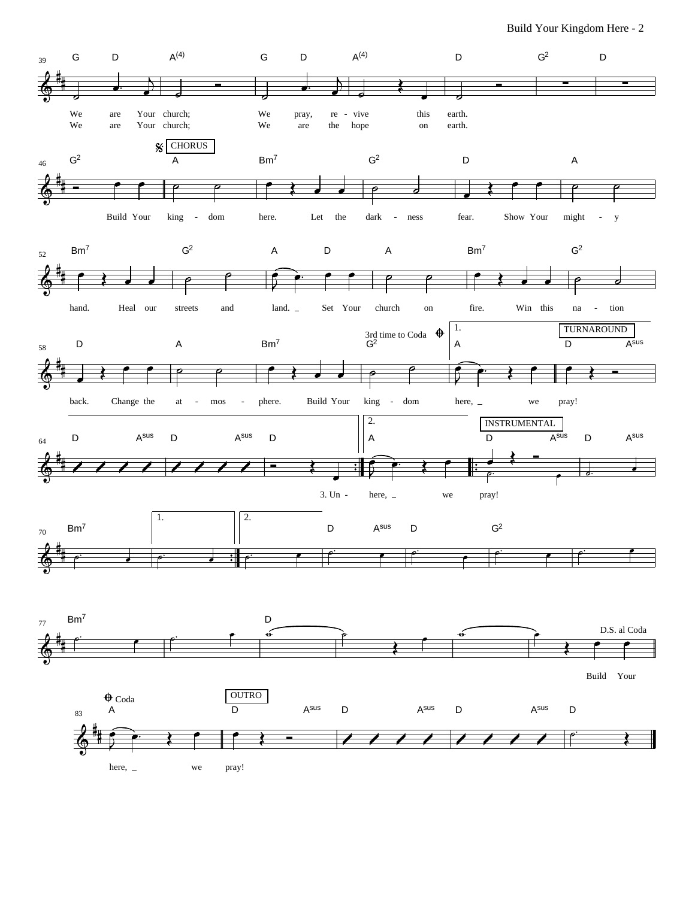39 G D A(4) G D A(4) D G2 D

We are Your church; We pray, re - vive this earth.
We are Your church; We are the hope on earth.

46 G2 𝄋 CHORUS A Bm7 G2 D A

Build Your king - dom here. Let the dark - ness fear. Show Your might - y

52 Bm7 G2 A D A Bm7 G2

hand. Heal our streets and land. Set Your church on fire. Win this na - tion

58 D A Bm7 3rd time to Coda ⊕ G2 1. A TURNAROUND D Asus

back. Change the at - mos - phere. Build Your king - dom here, we pray!

64 D Asus D Asus D 2. A INSTRUMENTAL D Asus D Asus

3. Un - here, we pray!

70 Bm7 1. 2. D Asus D G2

77 Bm7 D D.S. al Coda

Build Your

83 ⊕ Coda A OUTRO D Asus D Asus D Asus D

here, we pray!